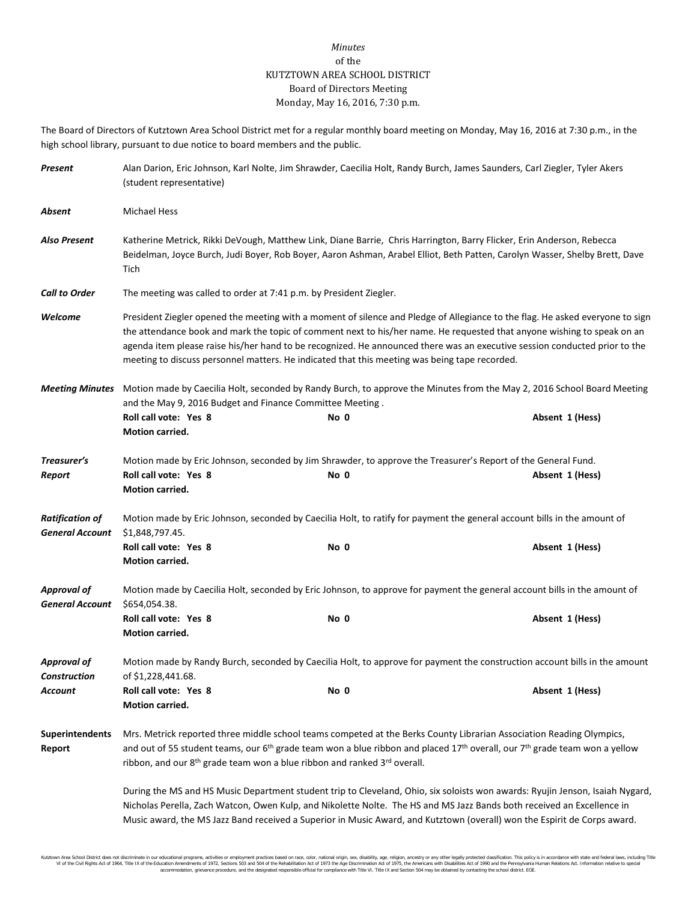*Minutes*
of the
KUTZTOWN AREA SCHOOL DISTRICT
Board of Directors Meeting
Monday, May 16, 2016, 7:30 p.m.

The Board of Directors of Kutztown Area School District met for a regular monthly board meeting on Monday, May 16, 2016 at 7:30 p.m., in the high school library, pursuant to due notice to board members and the public.

***Present*** Alan Darion, Eric Johnson, Karl Nolte, Jim Shrawder, Caecilia Holt, Randy Burch, James Saunders, Carl Ziegler, Tyler Akers (student representative)

***Absent*** Michael Hess

***Also Present*** Katherine Metrick, Rikki DeVough, Matthew Link, Diane Barrie, Chris Harrington, Barry Flicker, Erin Anderson, Rebecca Beidelman, Joyce Burch, Judi Boyer, Rob Boyer, Aaron Ashman, Arabel Elliot, Beth Patten, Carolyn Wasser, Shelby Brett, Dave Tich

***Call to Order*** The meeting was called to order at 7:41 p.m. by President Ziegler.

***Welcome*** President Ziegler opened the meeting with a moment of silence and Pledge of Allegiance to the flag. He asked everyone to sign the attendance book and mark the topic of comment next to his/her name. He requested that anyone wishing to speak on an agenda item please raise his/her hand to be recognized. He announced there was an executive session conducted prior to the meeting to discuss personnel matters. He indicated that this meeting was being tape recorded.

***Meeting Minutes*** Motion made by Caecilia Holt, seconded by Randy Burch, to approve the Minutes from the May 2, 2016 School Board Meeting and the May 9, 2016 Budget and Finance Committee Meeting .

**Roll call vote: Yes 8** **No 0** **Absent 1 (Hess)**
**Motion carried.**

***Treasurer's Report*** Motion made by Eric Johnson, seconded by Jim Shrawder, to approve the Treasurer's Report of the General Fund.

**Roll call vote: Yes 8** **No 0** **Absent 1 (Hess)**
**Motion carried.**

***Ratification of General Account*** Motion made by Eric Johnson, seconded by Caecilia Holt, to ratify for payment the general account bills in the amount of $1,848,797.45.

**Roll call vote: Yes 8** **No 0** **Absent 1 (Hess)**
**Motion carried.**

***Approval of General Account*** Motion made by Caecilia Holt, seconded by Eric Johnson, to approve for payment the general account bills in the amount of $654,054.38.

**Roll call vote: Yes 8** **No 0** **Absent 1 (Hess)**
**Motion carried.**

***Approval of Construction Account*** Motion made by Randy Burch, seconded by Caecilia Holt, to approve for payment the construction account bills in the amount of $1,228,441.68.

**Roll call vote: Yes 8** **No 0** **Absent 1 (Hess)**
**Motion carried.**

**Superintendents Report** Mrs. Metrick reported three middle school teams competed at the Berks County Librarian Association Reading Olympics, and out of 55 student teams, our 6th grade team won a blue ribbon and placed 17th overall, our 7th grade team won a yellow ribbon, and our 8th grade team won a blue ribbon and ranked 3rd overall.

During the MS and HS Music Department student trip to Cleveland, Ohio, six soloists won awards: Ryujin Jenson, Isaiah Nygard, Nicholas Perella, Zach Watcon, Owen Kulp, and Nikolette Nolte. The HS and MS Jazz Bands both received an Excellence in Music award, the MS Jazz Band received a Superior in Music Award, and Kutztown (overall) won the Espirit de Corps award.

Kutztown Area School District does not discriminate in our educational programs, activities or employment practices based on race, color, national origin, sex, disability, age, religion, ancestry or any other legally protected classification. This policy is in accordance with state and federal laws, including Title VI of the Civil Rights Act of 1964, Title IX of the Education Amendments of 1972, Sections 503 and 504 of the Rehabilitation Act of 1973 the Age Discrimination Act of 1975, the Americans with Disabilities Act of 1990 and the Pennsylvania Human Relations Act. Information relative to special accommodation, grievance procedure, and the designated responsible official for compliance with Title VI, Title IX and Section 504 may be obtained by contacting the school district. EOE.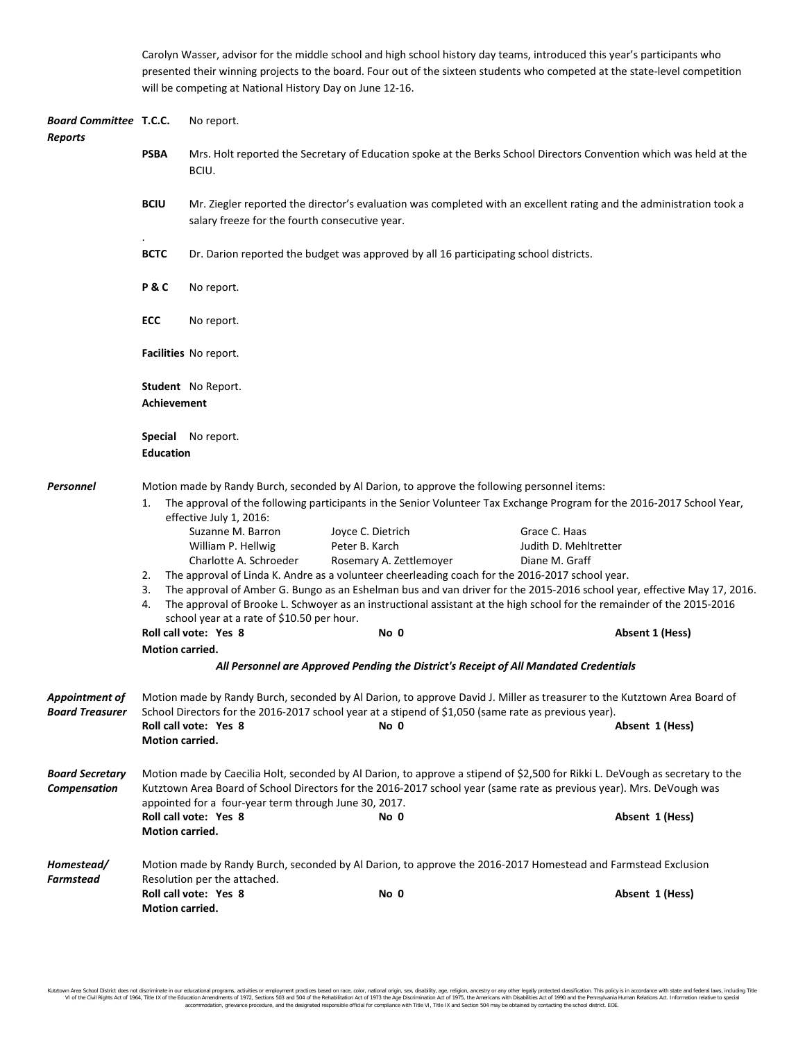Carolyn Wasser, advisor for the middle school and high school history day teams, introduced this year's participants who presented their winning projects to the board. Four out of the sixteen students who competed at the state-level competition will be competing at National History Day on June 12-16.

***Board Committee Reports***

**T.C.C.** No report.

**PSBA** Mrs. Holt reported the Secretary of Education spoke at the Berks School Directors Convention which was held at the BCIU.

**BCIU** Mr. Ziegler reported the director's evaluation was completed with an excellent rating and the administration took a salary freeze for the fourth consecutive year.

**BCTC** Dr. Darion reported the budget was approved by all 16 participating school districts.

**P & C** No report.

**ECC** No report.

**Facilities** No report.

**Student Achievement** No Report.

**Special Education** No report.

***Personnel***

Motion made by Randy Burch, seconded by Al Darion, to approve the following personnel items:

1. The approval of the following participants in the Senior Volunteer Tax Exchange Program for the 2016-2017 School Year, effective July 1, 2016:

| | | |
|---|---|---|
| Suzanne M. Barron | Joyce C. Dietrich | Grace C. Haas |
| William P. Hellwig | Peter B. Karch | Judith D. Mehltretter |
| Charlotte A. Schroeder | Rosemary A. Zettlemoyer | Diane M. Graff |

2. The approval of Linda K. Andre as a volunteer cheerleading coach for the 2016-2017 school year.
3. The approval of Amber G. Bungo as an Eshelman bus and van driver for the 2015-2016 school year, effective May 17, 2016.
4. The approval of Brooke L. Schwoyer as an instructional assistant at the high school for the remainder of the 2015-2016 school year at a rate of $10.50 per hour.

**Roll call vote: Yes 8** **No 0** **Absent 1 (Hess)**
**Motion carried.**

***All Personnel are Approved Pending the District's Receipt of All Mandated Credentials***

***Appointment of Board Treasurer***

Motion made by Randy Burch, seconded by Al Darion, to approve David J. Miller as treasurer to the Kutztown Area Board of School Directors for the 2016-2017 school year at a stipend of $1,050 (same rate as previous year).

**Roll call vote: Yes 8** **No 0** **Absent 1 (Hess)**
**Motion carried.**

***Board Secretary Compensation***

Motion made by Caecilia Holt, seconded by Al Darion, to approve a stipend of $2,500 for Rikki L. DeVough as secretary to the Kutztown Area Board of School Directors for the 2016-2017 school year (same rate as previous year). Mrs. DeVough was appointed for a four-year term through June 30, 2017.

**Roll call vote: Yes 8** **No 0** **Absent 1 (Hess)**
**Motion carried.**

***Homestead/ Farmstead***

Motion made by Randy Burch, seconded by Al Darion, to approve the 2016-2017 Homestead and Farmstead Exclusion Resolution per the attached.

**Roll call vote: Yes 8** **No 0** **Absent 1 (Hess)**
**Motion carried.**

Kutztown Area School District does not discriminate in our educational programs, activities or employment practices based on race, color, national origin, sex, disability, age, religion, ancestry or any other legally protected classification. This policy is in accordance with state and federal laws, including Title VI of the Civil Rights Act of 1964, Title IX of the Education Amendments of 1972, Sections 503 and 504 of the Rehabilitation Act of 1973 the Age Discrimination Act of 1975, the Americans with Disabilities Act of 1990 and the Pennsylvania Human Relations Act. Information relative to special accommodation, grievance procedure, and the designated responsible official for compliance with Title VI, Title IX and Section 504 may be obtained by contacting the school district. EOE.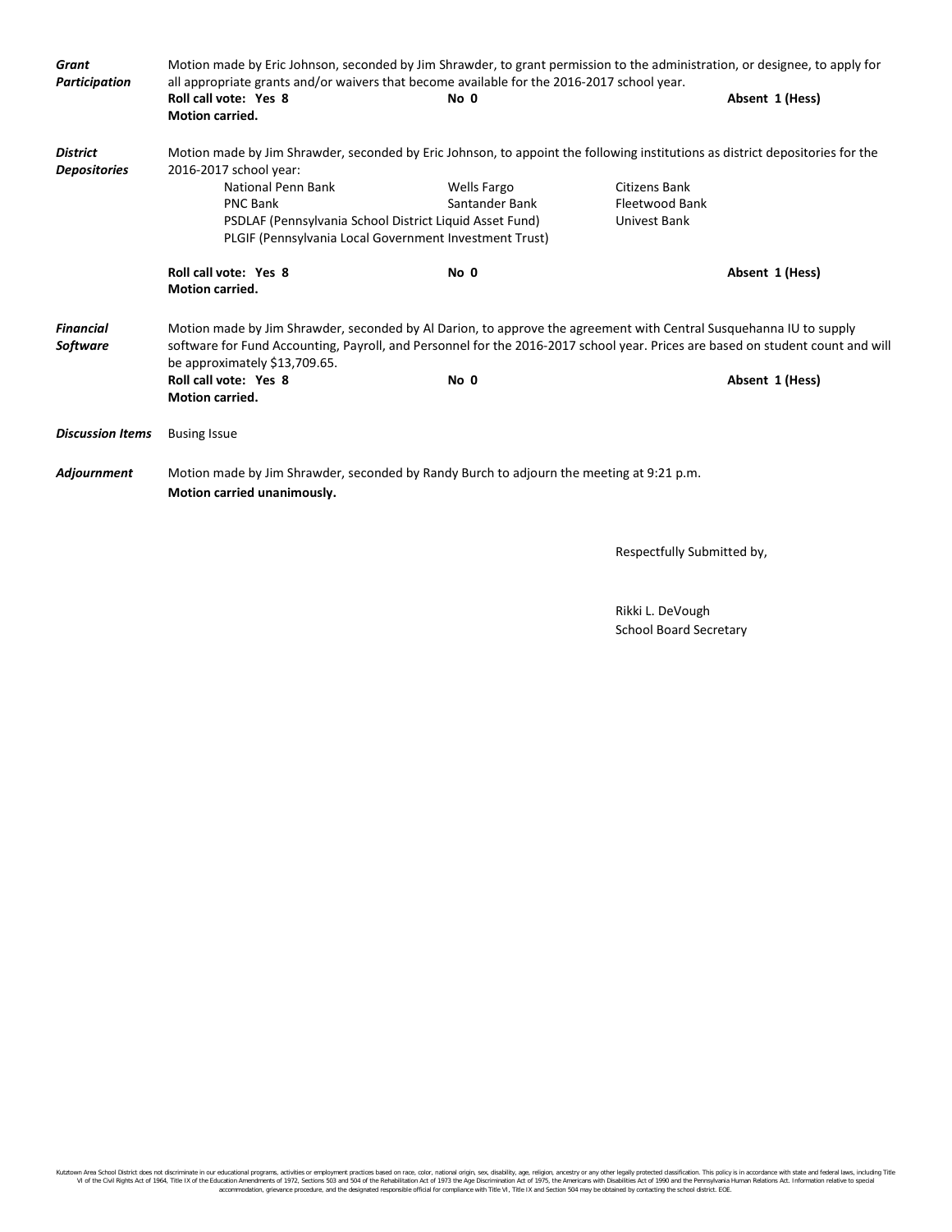***Grant Participation***

Motion made by Eric Johnson, seconded by Jim Shrawder, to grant permission to the administration, or designee, to apply for all appropriate grants and/or waivers that become available for the 2016-2017 school year.

**Roll call vote: Yes 8** **No 0** **Absent 1 (Hess)**
**Motion carried.**

***District Depositories***

Motion made by Jim Shrawder, seconded by Eric Johnson, to appoint the following institutions as district depositories for the 2016-2017 school year:

| | | |
|---|---|---|
| National Penn Bank | Wells Fargo | Citizens Bank |
| PNC Bank | Santander Bank | Fleetwood Bank |
| PSDLAF (Pennsylvania School District Liquid Asset Fund) | | Univest Bank |
| PLGIF (Pennsylvania Local Government Investment Trust) | | |

**Roll call vote: Yes 8** **No 0** **Absent 1 (Hess)**
**Motion carried.**

***Financial Software***

Motion made by Jim Shrawder, seconded by Al Darion, to approve the agreement with Central Susquehanna IU to supply software for Fund Accounting, Payroll, and Personnel for the 2016-2017 school year. Prices are based on student count and will be approximately $13,709.65.

**Roll call vote: Yes 8** **No 0** **Absent 1 (Hess)**
**Motion carried.**

***Discussion Items***

Busing Issue

***Adjournment***

Motion made by Jim Shrawder, seconded by Randy Burch to adjourn the meeting at 9:21 p.m.
**Motion carried unanimously.**

Respectfully Submitted by,

Rikki L. DeVough
School Board Secretary

Kutztown Area School District does not discriminate in our educational programs, activities or employment practices based on race, color, national origin, sex, disability, age, religion, ancestry or any other legally protected classification. This policy is in accordance with state and federal laws, including Title VI of the Civil Rights Act of 1964, Title IX of the Education Amendments of 1972, Sections 503 and 504 of the Rehabilitation Act of 1973 the Age Discrimination Act of 1975, the Americans with Disabilities Act of 1990 and the Pennsylvania Human Relations Act. Information relative to special accommodation, grievance procedure, and the designated responsible official for compliance with Title VI, Title IX and Section 504 may be obtained by contacting the school district. EOE.